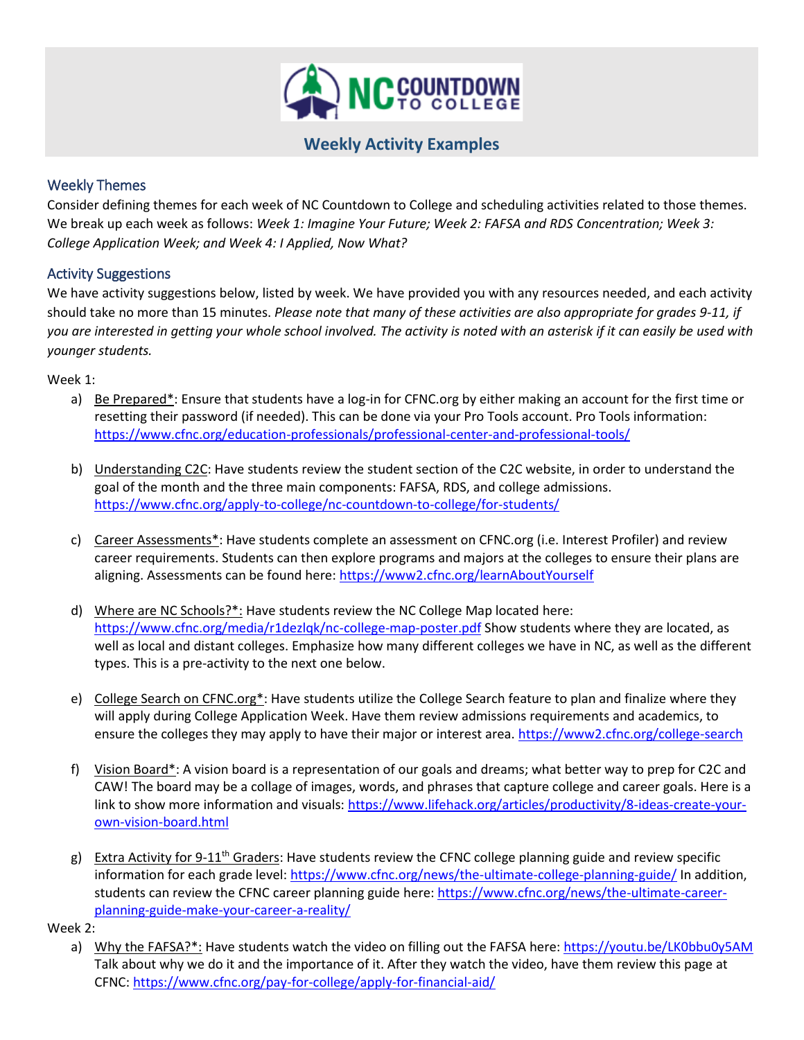# Weekly Activity Examples

## Weekly Themes

Consider defining themes for each week of NC Countdown to College and scheduling activities related to those themes. We break up each week as follows: *Week 1: Imagine Your Future; Week 2: FAFSA and RDS Concentration; Week 3: College Application Week; and Week 4: I Applied, Now What?*

## Activity Suggestions

We have activity suggestions below, listed by week. We have provided you with any resources needed, and each activity should take no more than 15 minutes. *Please note that many of these activities are also appropriate for grades 9-11, if you are interested in getting your whole school involved. The activity is noted with an asterisk if it can easily be used with younger students.*

Week 1:

a) Be Prepared*: Ensure that students have a log-in for CFNC.org by either making an account for the first time or resetting their password (if needed). This can be done via your Pro Tools account. Pro Tools information: https://www.cfnc.org/education-professionals/professional-center-and-professional-tools/

b) Understanding C2C: Have students review the student section of the C2C website, in order to understand the goal of the month and the three main components: FAFSA, RDS, and college admissions. https://www.cfnc.org/apply-to-college/nc-countdown-to-college/for-students/

c) Career Assessments*: Have students complete an assessment on CFNC.org (i.e. Interest Profiler) and review career requirements. Students can then explore programs and majors at the colleges to ensure their plans are aligning. Assessments can be found here: https://www2.cfnc.org/learnAboutYourself

d) Where are NC Schools?*: Have students review the NC College Map located here: https://www.cfnc.org/media/r1dezlqk/nc-college-map-poster.pdf Show students where they are located, as well as local and distant colleges. Emphasize how many different colleges we have in NC, as well as the different types. This is a pre-activity to the next one below.

e) College Search on CFNC.org*: Have students utilize the College Search feature to plan and finalize where they will apply during College Application Week. Have them review admissions requirements and academics, to ensure the colleges they may apply to have their major or interest area. https://www2.cfnc.org/college-search

f) Vision Board*: A vision board is a representation of our goals and dreams; what better way to prep for C2C and CAW! The board may be a collage of images, words, and phrases that capture college and career goals. Here is a link to show more information and visuals: https://www.lifehack.org/articles/productivity/8-ideas-create-your-own-vision-board.html

g) Extra Activity for 9-11th Graders: Have students review the CFNC college planning guide and review specific information for each grade level: https://www.cfnc.org/news/the-ultimate-college-planning-guide/ In addition, students can review the CFNC career planning guide here: https://www.cfnc.org/news/the-ultimate-career-planning-guide-make-your-career-a-reality/

Week 2:

a) Why the FAFSA?*: Have students watch the video on filling out the FAFSA here: https://youtu.be/LK0bbu0y5AM Talk about why we do it and the importance of it. After they watch the video, have them review this page at CFNC: https://www.cfnc.org/pay-for-college/apply-for-financial-aid/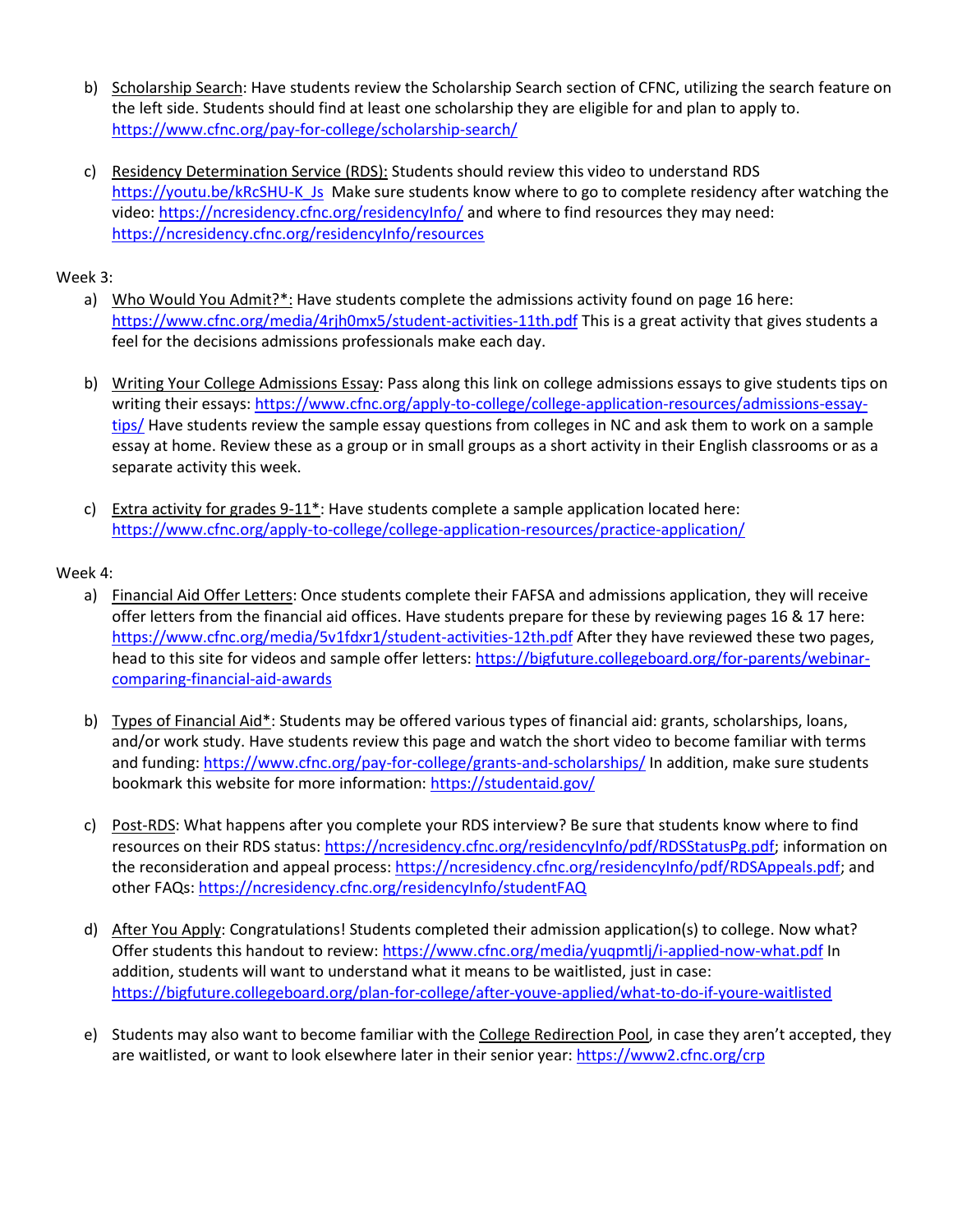b) Scholarship Search: Have students review the Scholarship Search section of CFNC, utilizing the search feature on the left side. Students should find at least one scholarship they are eligible for and plan to apply to. https://www.cfnc.org/pay-for-college/scholarship-search/

c) Residency Determination Service (RDS): Students should review this video to understand RDS https://youtu.be/kRcSHU-K_Js Make sure students know where to go to complete residency after watching the video: https://ncresidency.cfnc.org/residencyInfo/ and where to find resources they may need: https://ncresidency.cfnc.org/residencyInfo/resources

Week 3:

a) Who Would You Admit?*: Have students complete the admissions activity found on page 16 here: https://www.cfnc.org/media/4rjh0mx5/student-activities-11th.pdf This is a great activity that gives students a feel for the decisions admissions professionals make each day.

b) Writing Your College Admissions Essay: Pass along this link on college admissions essays to give students tips on writing their essays: https://www.cfnc.org/apply-to-college/college-application-resources/admissions-essay-tips/ Have students review the sample essay questions from colleges in NC and ask them to work on a sample essay at home. Review these as a group or in small groups as a short activity in their English classrooms or as a separate activity this week.

c) Extra activity for grades 9-11*: Have students complete a sample application located here: https://www.cfnc.org/apply-to-college/college-application-resources/practice-application/

Week 4:

a) Financial Aid Offer Letters: Once students complete their FAFSA and admissions application, they will receive offer letters from the financial aid offices. Have students prepare for these by reviewing pages 16 & 17 here: https://www.cfnc.org/media/5v1fdxr1/student-activities-12th.pdf After they have reviewed these two pages, head to this site for videos and sample offer letters: https://bigfuture.collegeboard.org/for-parents/webinar-comparing-financial-aid-awards

b) Types of Financial Aid*: Students may be offered various types of financial aid: grants, scholarships, loans, and/or work study. Have students review this page and watch the short video to become familiar with terms and funding: https://www.cfnc.org/pay-for-college/grants-and-scholarships/ In addition, make sure students bookmark this website for more information: https://studentaid.gov/

c) Post-RDS: What happens after you complete your RDS interview? Be sure that students know where to find resources on their RDS status: https://ncresidency.cfnc.org/residencyInfo/pdf/RDSStatusPg.pdf; information on the reconsideration and appeal process: https://ncresidency.cfnc.org/residencyInfo/pdf/RDSAppeals.pdf; and other FAQs: https://ncresidency.cfnc.org/residencyInfo/studentFAQ

d) After You Apply: Congratulations! Students completed their admission application(s) to college. Now what? Offer students this handout to review: https://www.cfnc.org/media/yuqpmtlj/i-applied-now-what.pdf In addition, students will want to understand what it means to be waitlisted, just in case: https://bigfuture.collegeboard.org/plan-for-college/after-youve-applied/what-to-do-if-youre-waitlisted

e) Students may also want to become familiar with the College Redirection Pool, in case they aren't accepted, they are waitlisted, or want to look elsewhere later in their senior year: https://www2.cfnc.org/crp